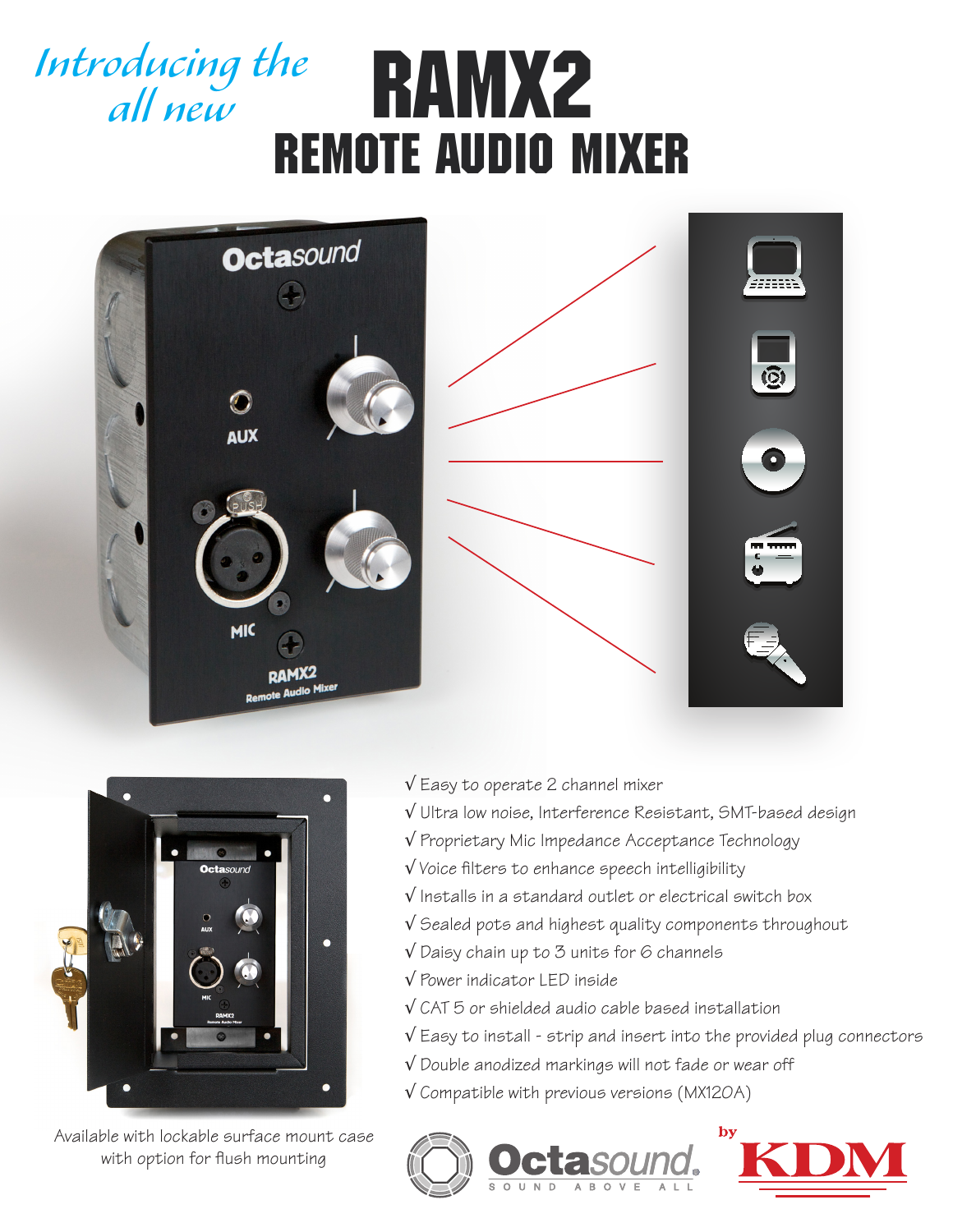*Introducing the all new*

# RAMX2

## REMOTE AUDIO MIXER

- √ Easy to operate 2 channel mixer
- √ Ultra low noise, Interference Resistant, SMT-based design
- √ Proprietary Mic Impedance Acceptance Technology
- √ Voice filters to enhance speech intelligibility
- √ Installs in a standard outlet or electrical switch box
- √ Sealed pots and highest quality components throughout
- √ Daisy chain up to 3 units for 6 channels
- √ Power indicator LED inside
- √ CAT 5 or shielded audio cable based installation
- √ Easy to install - strip and insert into the provided plug connectors
- √ Double anodized markings will not fade or wear off
- √ Compatible with previous versions (MX120A)

Available with lockable surface mount case with option for flush mounting

Octasound. SOUND ABOVE ALL

by KDM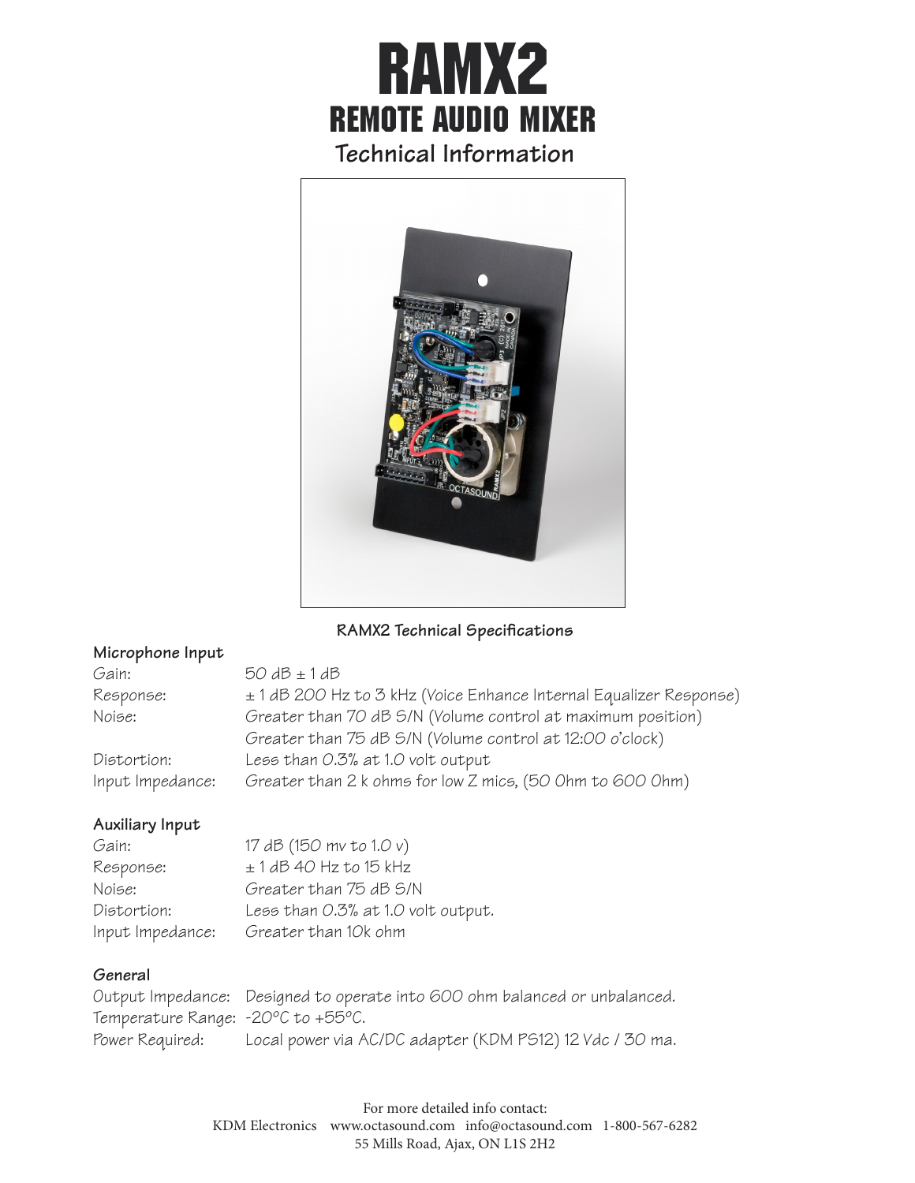// RAMX2

## REMOTE AUDIO MIXER

### Technical Information

**RAMX2 Technical Specifications**

**Microphone Input**

| | |
|---|---|
| Gain: | 50 dB ± 1 dB |
| Response: | ± 1 dB 200 Hz to 3 kHz (Voice Enhance Internal Equalizer Response) |
| Noise: | Greater than 70 dB S/N (Volume control at maximum position)<br>Greater than 75 dB S/N (Volume control at 12:00 o'clock) |
| Distortion: | Less than 0.3% at 1.0 volt output |
| Input Impedance: | Greater than 2 k ohms for low Z mics, (50 Ohm to 600 Ohm) |

**Auxiliary Input**

| | |
|---|---|
| Gain: | 17 dB (150 mv to 1.0 v) |
| Response: | ± 1 dB 40 Hz to 15 kHz |
| Noise: | Greater than 75 dB S/N |
| Distortion: | Less than 0.3% at 1.0 volt output. |
| Input Impedance: | Greater than 10k ohm |

**General**

| | |
|---|---|
| Output Impedance: | Designed to operate into 600 ohm balanced or unbalanced. |
| Temperature Range: | -20°C to +55°C. |
| Power Required: | Local power via AC/DC adapter (KDM PS12) 12 Vdc / 30 ma. |

For more detailed info contact:
KDM Electronics www.octasound.com info@octasound.com 1-800-567-6282
55 Mills Road, Ajax, ON L1S 2H2